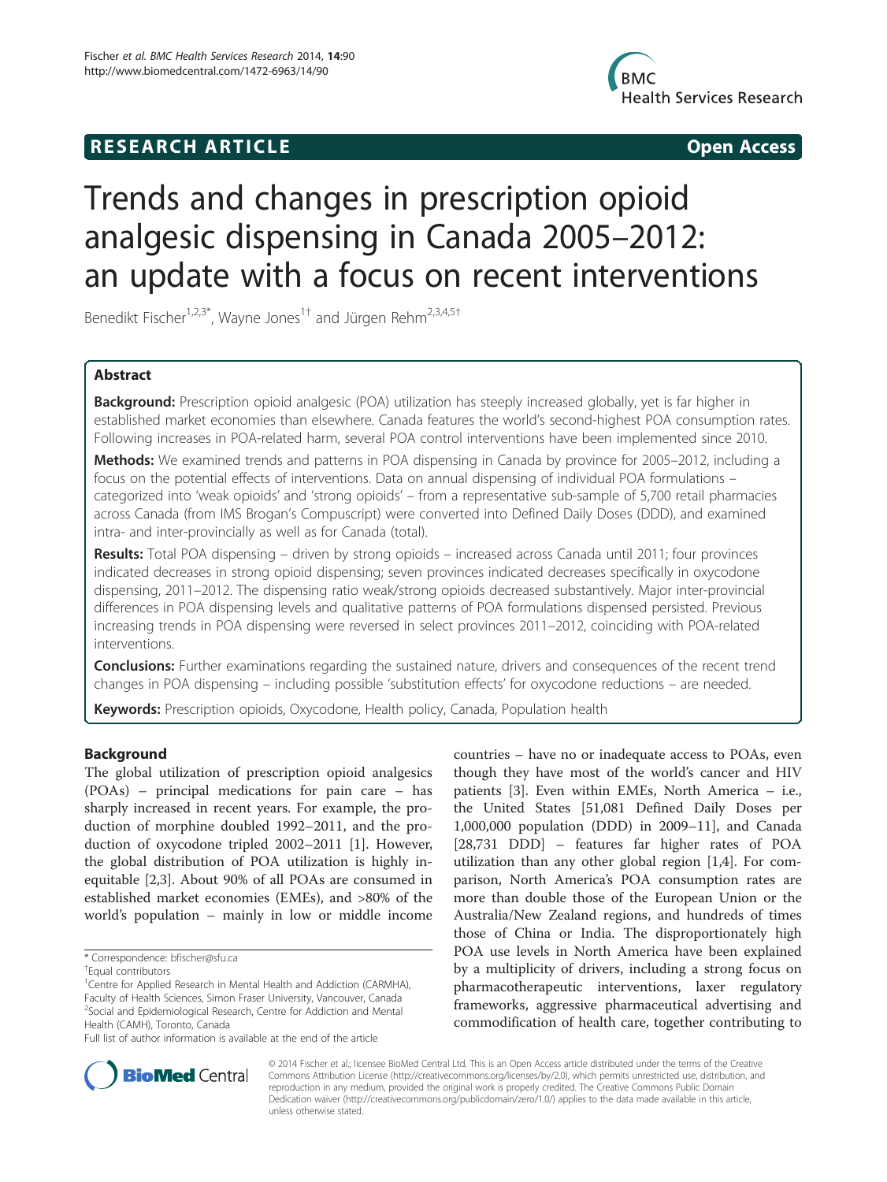**RESEARCH ARTICLE** **Open Access**

# Trends and changes in prescription opioid analgesic dispensing in Canada 2005–2012: an update with a focus on recent interventions

Benedikt Fischer[1,2,3*], Wayne Jones[1†] and Jürgen Rehm[2,3,4,5†]

## Abstract

**Background:** Prescription opioid analgesic (POA) utilization has steeply increased globally, yet is far higher in established market economies than elsewhere. Canada features the world's second-highest POA consumption rates. Following increases in POA-related harm, several POA control interventions have been implemented since 2010.

**Methods:** We examined trends and patterns in POA dispensing in Canada by province for 2005–2012, including a focus on the potential effects of interventions. Data on annual dispensing of individual POA formulations – categorized into 'weak opioids' and 'strong opioids' – from a representative sub-sample of 5,700 retail pharmacies across Canada (from IMS Brogan's Compuscript) were converted into Defined Daily Doses (DDD), and examined intra- and inter-provincially as well as for Canada (total).

**Results:** Total POA dispensing – driven by strong opioids – increased across Canada until 2011; four provinces indicated decreases in strong opioid dispensing; seven provinces indicated decreases specifically in oxycodone dispensing, 2011–2012. The dispensing ratio weak/strong opioids decreased substantively. Major inter-provincial differences in POA dispensing levels and qualitative patterns of POA formulations dispensed persisted. Previous increasing trends in POA dispensing were reversed in select provinces 2011–2012, coinciding with POA-related interventions.

**Conclusions:** Further examinations regarding the sustained nature, drivers and consequences of the recent trend changes in POA dispensing – including possible 'substitution effects' for oxycodone reductions – are needed.

**Keywords:** Prescription opioids, Oxycodone, Health policy, Canada, Population health

## Background

The global utilization of prescription opioid analgesics (POAs) – principal medications for pain care – has sharply increased in recent years. For example, the production of morphine doubled 1992–2011, and the production of oxycodone tripled 2002–2011 [1]. However, the global distribution of POA utilization is highly inequitable [2,3]. About 90% of all POAs are consumed in established market economies (EMEs), and >80% of the world's population – mainly in low or middle income countries – have no or inadequate access to POAs, even though they have most of the world's cancer and HIV patients [3]. Even within EMEs, North America – i.e., the United States [51,081 Defined Daily Doses per 1,000,000 population (DDD) in 2009–11], and Canada [28,731 DDD] – features far higher rates of POA utilization than any other global region [1,4]. For comparison, North America's POA consumption rates are more than double those of the European Union or the Australia/New Zealand regions, and hundreds of times those of China or India. The disproportionately high POA use levels in North America have been explained by a multiplicity of drivers, including a strong focus on pharmacotherapeutic interventions, laxer regulatory frameworks, aggressive pharmaceutical advertising and commodification of health care, together contributing to

\* Correspondence: bfischer@sfu.ca

†Equal contributors

[1]Centre for Applied Research in Mental Health and Addiction (CARMHA), Faculty of Health Sciences, Simon Fraser University, Vancouver, Canada

[2]Social and Epidemiological Research, Centre for Addiction and Mental Health (CAMH), Toronto, Canada

Full list of author information is available at the end of the article

© 2014 Fischer et al.; licensee BioMed Central Ltd. This is an Open Access article distributed under the terms of the Creative Commons Attribution License (http://creativecommons.org/licenses/by/2.0), which permits unrestricted use, distribution, and reproduction in any medium, provided the original work is properly credited. The Creative Commons Public Domain Dedication waiver (http://creativecommons.org/publicdomain/zero/1.0/) applies to the data made available in this article, unless otherwise stated.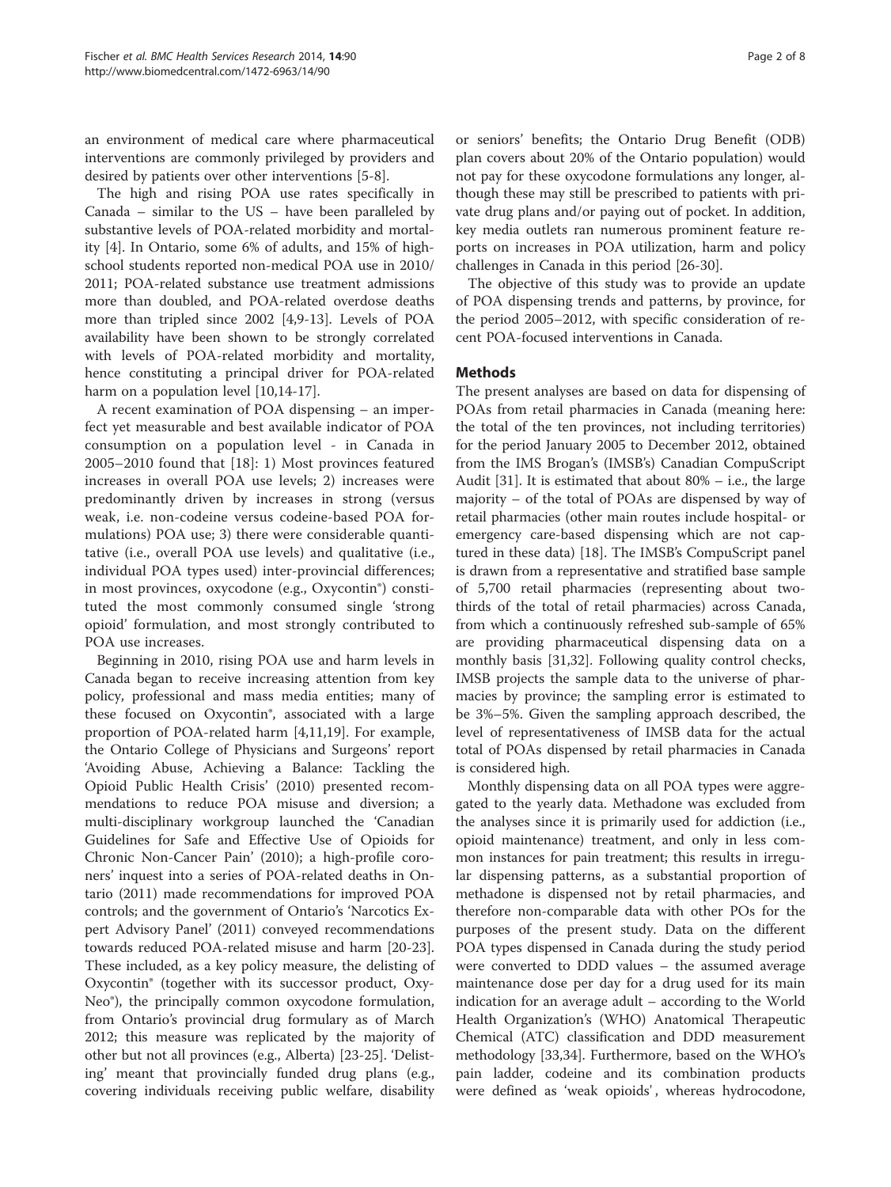an environment of medical care where pharmaceutical interventions are commonly privileged by providers and desired by patients over other interventions [5-8].

The high and rising POA use rates specifically in Canada – similar to the US – have been paralleled by substantive levels of POA-related morbidity and mortality [4]. In Ontario, some 6% of adults, and 15% of high-school students reported non-medical POA use in 2010/2011; POA-related substance use treatment admissions more than doubled, and POA-related overdose deaths more than tripled since 2002 [4,9-13]. Levels of POA availability have been shown to be strongly correlated with levels of POA-related morbidity and mortality, hence constituting a principal driver for POA-related harm on a population level [10,14-17].

A recent examination of POA dispensing – an imperfect yet measurable and best available indicator of POA consumption on a population level - in Canada in 2005–2010 found that [18]: 1) Most provinces featured increases in overall POA use levels; 2) increases were predominantly driven by increases in strong (versus weak, i.e. non-codeine versus codeine-based POA formulations) POA use; 3) there were considerable quantitative (i.e., overall POA use levels) and qualitative (i.e., individual POA types used) inter-provincial differences; in most provinces, oxycodone (e.g., Oxycontin®) constituted the most commonly consumed single 'strong opioid' formulation, and most strongly contributed to POA use increases.

Beginning in 2010, rising POA use and harm levels in Canada began to receive increasing attention from key policy, professional and mass media entities; many of these focused on Oxycontin®, associated with a large proportion of POA-related harm [4,11,19]. For example, the Ontario College of Physicians and Surgeons' report 'Avoiding Abuse, Achieving a Balance: Tackling the Opioid Public Health Crisis' (2010) presented recommendations to reduce POA misuse and diversion; a multi-disciplinary workgroup launched the 'Canadian Guidelines for Safe and Effective Use of Opioids for Chronic Non-Cancer Pain' (2010); a high-profile coroners' inquest into a series of POA-related deaths in Ontario (2011) made recommendations for improved POA controls; and the government of Ontario's 'Narcotics Expert Advisory Panel' (2011) conveyed recommendations towards reduced POA-related misuse and harm [20-23]. These included, as a key policy measure, the delisting of Oxycontin® (together with its successor product, Oxy-Neo®), the principally common oxycodone formulation, from Ontario's provincial drug formulary as of March 2012; this measure was replicated by the majority of other but not all provinces (e.g., Alberta) [23-25]. 'Delisting' meant that provincially funded drug plans (e.g., covering individuals receiving public welfare, disability or seniors' benefits; the Ontario Drug Benefit (ODB) plan covers about 20% of the Ontario population) would not pay for these oxycodone formulations any longer, although these may still be prescribed to patients with private drug plans and/or paying out of pocket. In addition, key media outlets ran numerous prominent feature reports on increases in POA utilization, harm and policy challenges in Canada in this period [26-30].

The objective of this study was to provide an update of POA dispensing trends and patterns, by province, for the period 2005–2012, with specific consideration of recent POA-focused interventions in Canada.

## Methods

The present analyses are based on data for dispensing of POAs from retail pharmacies in Canada (meaning here: the total of the ten provinces, not including territories) for the period January 2005 to December 2012, obtained from the IMS Brogan's (IMSB's) Canadian CompuScript Audit [31]. It is estimated that about 80% – i.e., the large majority – of the total of POAs are dispensed by way of retail pharmacies (other main routes include hospital- or emergency care-based dispensing which are not captured in these data) [18]. The IMSB's CompuScript panel is drawn from a representative and stratified base sample of 5,700 retail pharmacies (representing about two-thirds of the total of retail pharmacies) across Canada, from which a continuously refreshed sub-sample of 65% are providing pharmaceutical dispensing data on a monthly basis [31,32]. Following quality control checks, IMSB projects the sample data to the universe of pharmacies by province; the sampling error is estimated to be 3%–5%. Given the sampling approach described, the level of representativeness of IMSB data for the actual total of POAs dispensed by retail pharmacies in Canada is considered high.

Monthly dispensing data on all POA types were aggregated to the yearly data. Methadone was excluded from the analyses since it is primarily used for addiction (i.e., opioid maintenance) treatment, and only in less common instances for pain treatment; this results in irregular dispensing patterns, as a substantial proportion of methadone is dispensed not by retail pharmacies, and therefore non-comparable data with other POs for the purposes of the present study. Data on the different POA types dispensed in Canada during the study period were converted to DDD values – the assumed average maintenance dose per day for a drug used for its main indication for an average adult – according to the World Health Organization's (WHO) Anatomical Therapeutic Chemical (ATC) classification and DDD measurement methodology [33,34]. Furthermore, based on the WHO's pain ladder, codeine and its combination products were defined as 'weak opioids', whereas hydrocodone,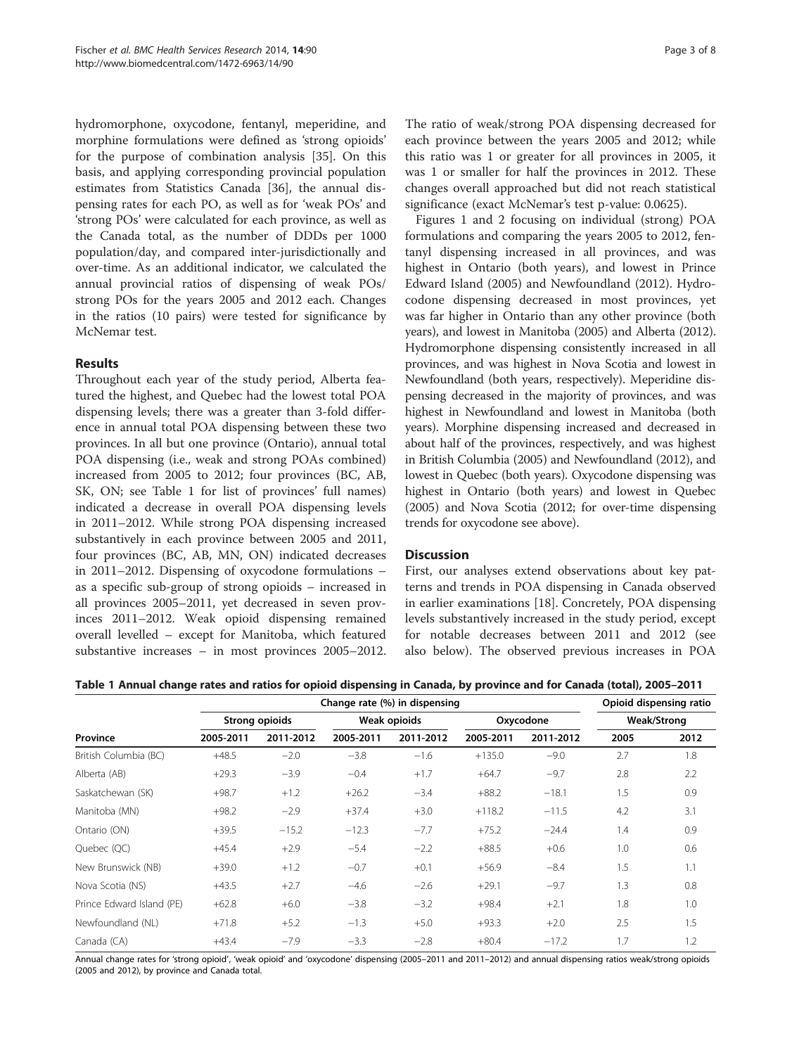hydromorphone, oxycodone, fentanyl, meperidine, and morphine formulations were defined as 'strong opioids' for the purpose of combination analysis [35]. On this basis, and applying corresponding provincial population estimates from Statistics Canada [36], the annual dispensing rates for each PO, as well as for 'weak POs' and 'strong POs' were calculated for each province, as well as the Canada total, as the number of DDDs per 1000 population/day, and compared inter-jurisdictionally and over-time. As an additional indicator, we calculated the annual provincial ratios of dispensing of weak POs/ strong POs for the years 2005 and 2012 each. Changes in the ratios (10 pairs) were tested for significance by McNemar test.

## Results

Throughout each year of the study period, Alberta featured the highest, and Quebec had the lowest total POA dispensing levels; there was a greater than 3-fold difference in annual total POA dispensing between these two provinces. In all but one province (Ontario), annual total POA dispensing (i.e., weak and strong POAs combined) increased from 2005 to 2012; four provinces (BC, AB, SK, ON; see Table 1 for list of provinces' full names) indicated a decrease in overall POA dispensing levels in 2011–2012. While strong POA dispensing increased substantively in each province between 2005 and 2011, four provinces (BC, AB, MN, ON) indicated decreases in 2011–2012. Dispensing of oxycodone formulations – as a specific sub-group of strong opioids – increased in all provinces 2005–2011, yet decreased in seven provinces 2011–2012. Weak opioid dispensing remained overall levelled – except for Manitoba, which featured substantive increases – in most provinces 2005–2012. The ratio of weak/strong POA dispensing decreased for each province between the years 2005 and 2012; while this ratio was 1 or greater for all provinces in 2005, it was 1 or smaller for half the provinces in 2012. These changes overall approached but did not reach statistical significance (exact McNemar's test p-value: 0.0625).

Figures 1 and 2 focusing on individual (strong) POA formulations and comparing the years 2005 to 2012, fentanyl dispensing increased in all provinces, and was highest in Ontario (both years), and lowest in Prince Edward Island (2005) and Newfoundland (2012). Hydrocodone dispensing decreased in most provinces, yet was far higher in Ontario than any other province (both years), and lowest in Manitoba (2005) and Alberta (2012). Hydromorphone dispensing consistently increased in all provinces, and was highest in Nova Scotia and lowest in Newfoundland (both years, respectively). Meperidine dispensing decreased in the majority of provinces, and was highest in Newfoundland and lowest in Manitoba (both years). Morphine dispensing increased and decreased in about half of the provinces, respectively, and was highest in British Columbia (2005) and Newfoundland (2012), and lowest in Quebec (both years). Oxycodone dispensing was highest in Ontario (both years) and lowest in Quebec (2005) and Nova Scotia (2012; for over-time dispensing trends for oxycodone see above).

## Discussion

First, our analyses extend observations about key patterns and trends in POA dispensing in Canada observed in earlier examinations [18]. Concretely, POA dispensing levels substantively increased in the study period, except for notable decreases between 2011 and 2012 (see also below). The observed previous increases in POA

**Table 1 Annual change rates and ratios for opioid dispensing in Canada, by province and for Canada (total), 2005–2011**

| | Change rate (%) in dispensing | | | | | | Opioid dispensing ratio | |
|---|---|---|---|---|---|---|---|---|
| | Strong opioids | | Weak opioids | | Oxycodone | | Weak/Strong | |
| Province | 2005-2011 | 2011-2012 | 2005-2011 | 2011-2012 | 2005-2011 | 2011-2012 | 2005 | 2012 |
| British Columbia (BC) | +48.5 | −2.0 | −3.8 | −1.6 | +135.0 | −9.0 | 2.7 | 1.8 |
| Alberta (AB) | +29.3 | −3.9 | −0.4 | +1.7 | +64.7 | −9.7 | 2.8 | 2.2 |
| Saskatchewan (SK) | +98.7 | +1.2 | +26.2 | −3.4 | +88.2 | −18.1 | 1.5 | 0.9 |
| Manitoba (MN) | +98.2 | −2.9 | +37.4 | +3.0 | +118.2 | −11.5 | 4.2 | 3.1 |
| Ontario (ON) | +39.5 | −15.2 | −12.3 | −7.7 | +75.2 | −24.4 | 1.4 | 0.9 |
| Quebec (QC) | +45.4 | +2.9 | −5.4 | −2.2 | +88.5 | +0.6 | 1.0 | 0.6 |
| New Brunswick (NB) | +39.0 | +1.2 | −0.7 | +0.1 | +56.9 | −8.4 | 1.5 | 1.1 |
| Nova Scotia (NS) | +43.5 | +2.7 | −4.6 | −2.6 | +29.1 | −9.7 | 1.3 | 0.8 |
| Prince Edward Island (PE) | +62.8 | +6.0 | −3.8 | −3.2 | +98.4 | +2.1 | 1.8 | 1.0 |
| Newfoundland (NL) | +71.8 | +5.2 | −1.3 | +5.0 | +93.3 | +2.0 | 2.5 | 1.5 |
| Canada (CA) | +43.4 | −7.9 | −3.3 | −2.8 | +80.4 | −17.2 | 1.7 | 1.2 |

Annual change rates for 'strong opioid', 'weak opioid' and 'oxycodone' dispensing (2005–2011 and 2011–2012) and annual dispensing ratios weak/strong opioids (2005 and 2012), by province and Canada total.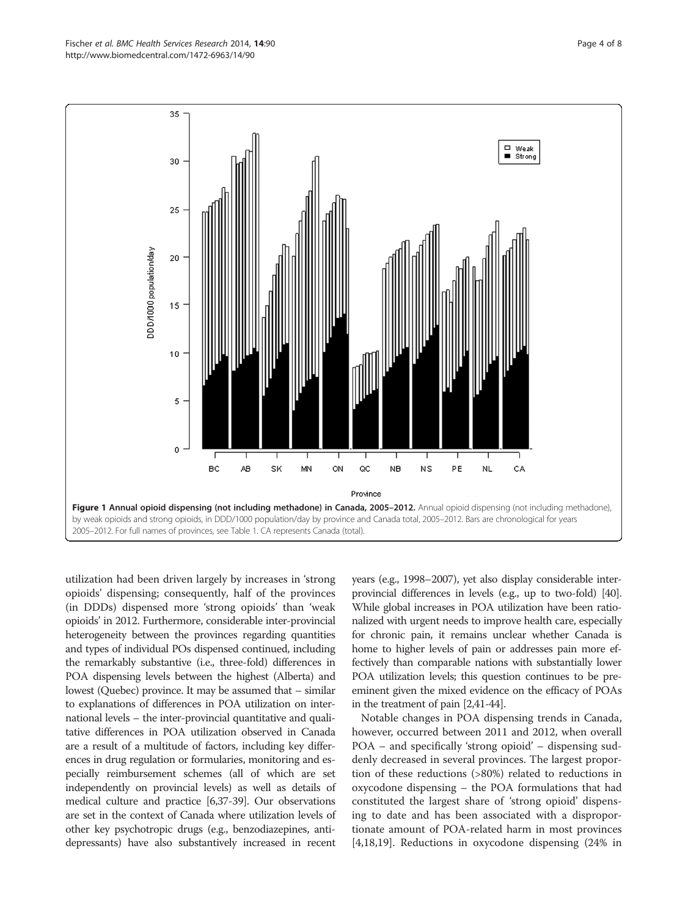**Figure 1 Annual opioid dispensing (not including methadone) in Canada, 2005–2012.** Annual opioid dispensing (not including methadone), by weak opioids and strong opioids, in DDD/1000 population/day by province and Canada total, 2005–2012. Bars are chronological for years 2005–2012. For full names of provinces, see Table 1. CA represents Canada (total).

utilization had been driven largely by increases in 'strong opioids' dispensing; consequently, half of the provinces (in DDDs) dispensed more 'strong opioids' than 'weak opioids' in 2012. Furthermore, considerable inter-provincial heterogeneity between the provinces regarding quantities and types of individual POs dispensed continued, including the remarkably substantive (i.e., three-fold) differences in POA dispensing levels between the highest (Alberta) and lowest (Quebec) province. It may be assumed that – similar to explanations of differences in POA utilization on international levels – the inter-provincial quantitative and qualitative differences in POA utilization observed in Canada are a result of a multitude of factors, including key differences in drug regulation or formularies, monitoring and especially reimbursement schemes (all of which are set independently on provincial levels) as well as details of medical culture and practice [6,37-39]. Our observations are set in the context of Canada where utilization levels of other key psychotropic drugs (e.g., benzodiazepines, antidepressants) have also substantively increased in recent years (e.g., 1998–2007), yet also display considerable inter-provincial differences in levels (e.g., up to two-fold) [40]. While global increases in POA utilization have been rationalized with urgent needs to improve health care, especially for chronic pain, it remains unclear whether Canada is home to higher levels of pain or addresses pain more effectively than comparable nations with substantially lower POA utilization levels; this question continues to be pre-eminent given the mixed evidence on the efficacy of POAs in the treatment of pain [2,41-44].

Notable changes in POA dispensing trends in Canada, however, occurred between 2011 and 2012, when overall POA – and specifically 'strong opioid' – dispensing suddenly decreased in several provinces. The largest proportion of these reductions (>80%) related to reductions in oxycodone dispensing – the POA formulations that had constituted the largest share of 'strong opioid' dispensing to date and has been associated with a disproportionate amount of POA-related harm in most provinces [4,18,19]. Reductions in oxycodone dispensing (24% in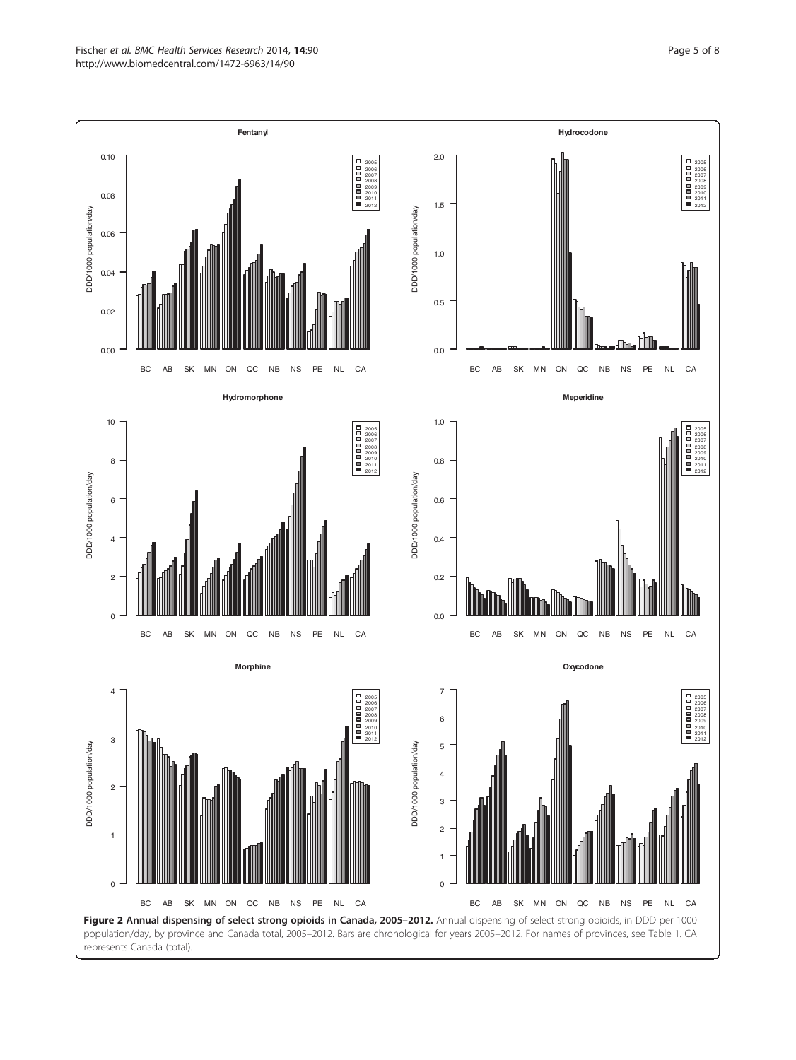**Figure 2 Annual dispensing of select strong opioids in Canada, 2005–2012.** Annual dispensing of select strong opioids, in DDD per 1000 population/day, by province and Canada total, 2005–2012. Bars are chronological for years 2005–2012. For names of provinces, see Table 1. CA represents Canada (total).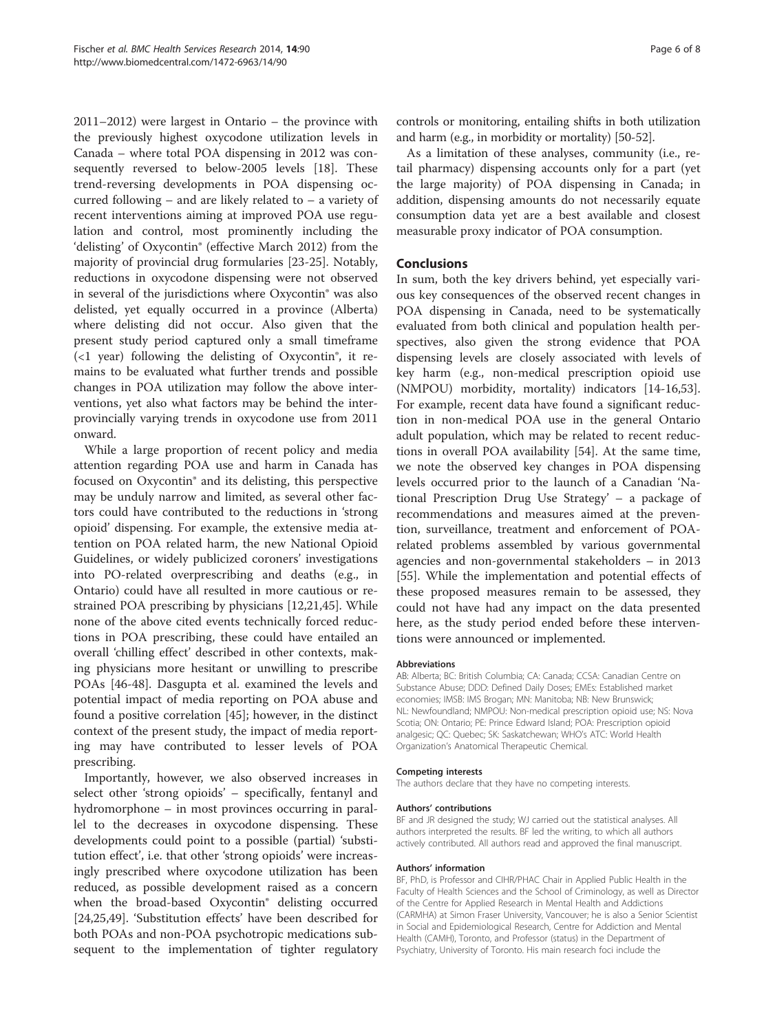2011–2012) were largest in Ontario – the province with the previously highest oxycodone utilization levels in Canada – where total POA dispensing in 2012 was consequently reversed to below-2005 levels [18]. These trend-reversing developments in POA dispensing occurred following – and are likely related to – a variety of recent interventions aiming at improved POA use regulation and control, most prominently including the 'delisting' of Oxycontin® (effective March 2012) from the majority of provincial drug formularies [23-25]. Notably, reductions in oxycodone dispensing were not observed in several of the jurisdictions where Oxycontin® was also delisted, yet equally occurred in a province (Alberta) where delisting did not occur. Also given that the present study period captured only a small timeframe (<1 year) following the delisting of Oxycontin®, it remains to be evaluated what further trends and possible changes in POA utilization may follow the above interventions, yet also what factors may be behind the interprovincially varying trends in oxycodone use from 2011 onward.

While a large proportion of recent policy and media attention regarding POA use and harm in Canada has focused on Oxycontin® and its delisting, this perspective may be unduly narrow and limited, as several other factors could have contributed to the reductions in 'strong opioid' dispensing. For example, the extensive media attention on POA related harm, the new National Opioid Guidelines, or widely publicized coroners' investigations into PO-related overprescribing and deaths (e.g., in Ontario) could have all resulted in more cautious or restrained POA prescribing by physicians [12,21,45]. While none of the above cited events technically forced reductions in POA prescribing, these could have entailed an overall 'chilling effect' described in other contexts, making physicians more hesitant or unwilling to prescribe POAs [46-48]. Dasgupta et al. examined the levels and potential impact of media reporting on POA abuse and found a positive correlation [45]; however, in the distinct context of the present study, the impact of media reporting may have contributed to lesser levels of POA prescribing.

Importantly, however, we also observed increases in select other 'strong opioids' – specifically, fentanyl and hydromorphone – in most provinces occurring in parallel to the decreases in oxycodone dispensing. These developments could point to a possible (partial) 'substitution effect', i.e. that other 'strong opioids' were increasingly prescribed where oxycodone utilization has been reduced, as possible development raised as a concern when the broad-based Oxycontin® delisting occurred [24,25,49]. 'Substitution effects' have been described for both POAs and non-POA psychotropic medications subsequent to the implementation of tighter regulatory controls or monitoring, entailing shifts in both utilization and harm (e.g., in morbidity or mortality) [50-52].

As a limitation of these analyses, community (i.e., retail pharmacy) dispensing accounts only for a part (yet the large majority) of POA dispensing in Canada; in addition, dispensing amounts do not necessarily equate consumption data yet are a best available and closest measurable proxy indicator of POA consumption.

## Conclusions

In sum, both the key drivers behind, yet especially various key consequences of the observed recent changes in POA dispensing in Canada, need to be systematically evaluated from both clinical and population health perspectives, also given the strong evidence that POA dispensing levels are closely associated with levels of key harm (e.g., non-medical prescription opioid use (NMPOU) morbidity, mortality) indicators [14-16,53]. For example, recent data have found a significant reduction in non-medical POA use in the general Ontario adult population, which may be related to recent reductions in overall POA availability [54]. At the same time, we note the observed key changes in POA dispensing levels occurred prior to the launch of a Canadian 'National Prescription Drug Use Strategy' – a package of recommendations and measures aimed at the prevention, surveillance, treatment and enforcement of POA-related problems assembled by various governmental agencies and non-governmental stakeholders – in 2013 [55]. While the implementation and potential effects of these proposed measures remain to be assessed, they could not have had any impact on the data presented here, as the study period ended before these interventions were announced or implemented.

#### Abbreviations

AB: Alberta; BC: British Columbia; CA: Canada; CCSA: Canadian Centre on Substance Abuse; DDD: Defined Daily Doses; EMEs: Established market economies; IMSB: IMS Brogan; MN: Manitoba; NB: New Brunswick; NL: Newfoundland; NMPOU: Non-medical prescription opioid use; NS: Nova Scotia; ON: Ontario; PE: Prince Edward Island; POA: Prescription opioid analgesic; QC: Quebec; SK: Saskatchewan; WHO's ATC: World Health Organization's Anatomical Therapeutic Chemical.

#### Competing interests

The authors declare that they have no competing interests.

#### Authors' contributions

BF and JR designed the study; WJ carried out the statistical analyses. All authors interpreted the results. BF led the writing, to which all authors actively contributed. All authors read and approved the final manuscript.

#### Authors' information

BF, PhD, is Professor and CIHR/PHAC Chair in Applied Public Health in the Faculty of Health Sciences and the School of Criminology, as well as Director of the Centre for Applied Research in Mental Health and Addictions (CARMHA) at Simon Fraser University, Vancouver; he is also a Senior Scientist in Social and Epidemiological Research, Centre for Addiction and Mental Health (CAMH), Toronto, and Professor (status) in the Department of Psychiatry, University of Toronto. His main research foci include the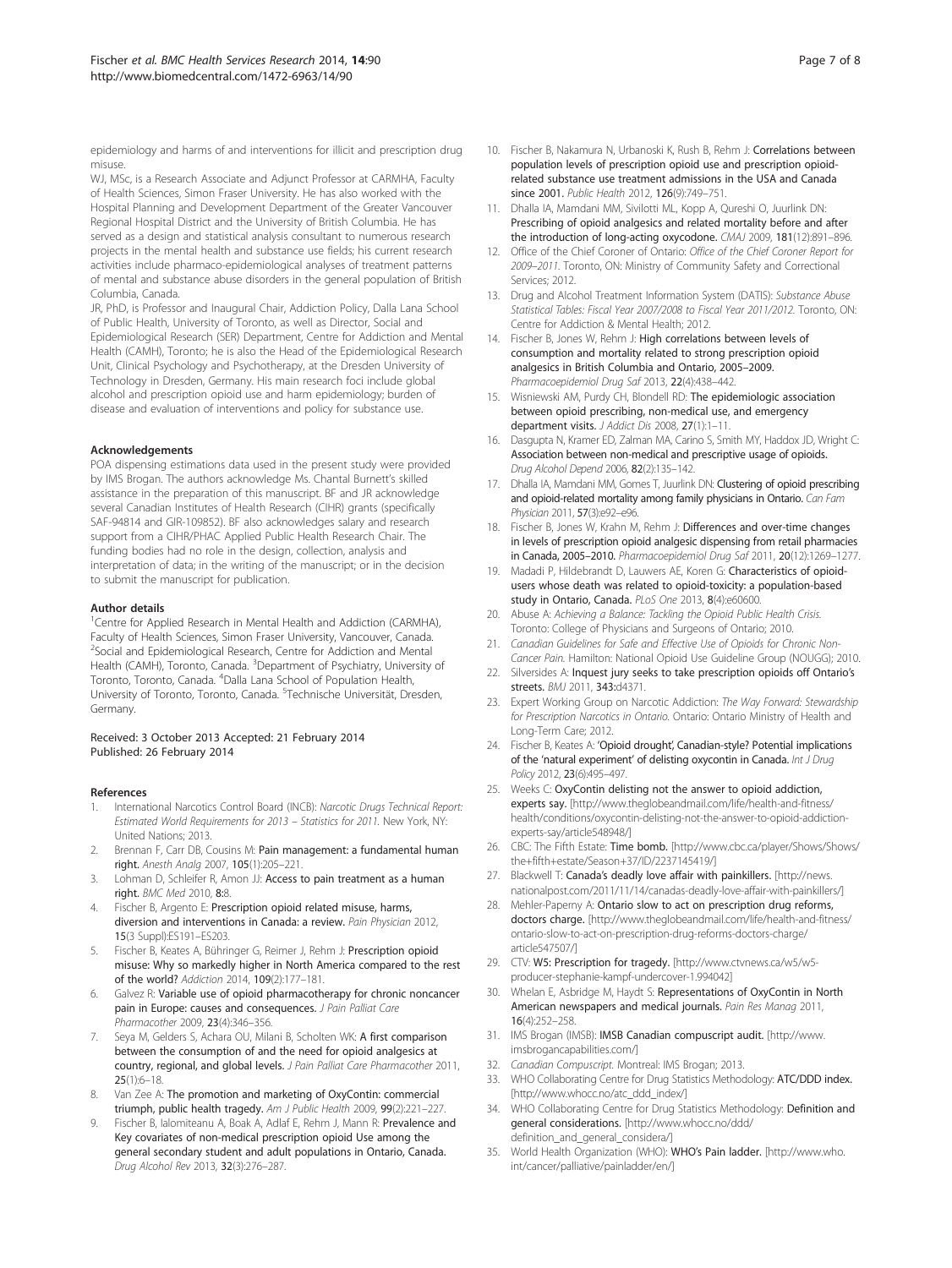epidemiology and harms of and interventions for illicit and prescription drug misuse.

WJ, MSc, is a Research Associate and Adjunct Professor at CARMHA, Faculty of Health Sciences, Simon Fraser University. He has also worked with the Hospital Planning and Development Department of the Greater Vancouver Regional Hospital District and the University of British Columbia. He has served as a design and statistical analysis consultant to numerous research projects in the mental health and substance use fields; his current research activities include pharmaco-epidemiological analyses of treatment patterns of mental and substance abuse disorders in the general population of British Columbia, Canada.

JR, PhD, is Professor and Inaugural Chair, Addiction Policy, Dalla Lana School of Public Health, University of Toronto, as well as Director, Social and Epidemiological Research (SER) Department, Centre for Addiction and Mental Health (CAMH), Toronto; he is also the Head of the Epidemiological Research Unit, Clinical Psychology and Psychotherapy, at the Dresden University of Technology in Dresden, Germany. His main research foci include global alcohol and prescription opioid use and harm epidemiology; burden of disease and evaluation of interventions and policy for substance use.

#### Acknowledgements

POA dispensing estimations data used in the present study were provided by IMS Brogan. The authors acknowledge Ms. Chantal Burnett's skilled assistance in the preparation of this manuscript. BF and JR acknowledge several Canadian Institutes of Health Research (CIHR) grants (specifically SAF-94814 and GIR-109852). BF also acknowledges salary and research support from a CIHR/PHAC Applied Public Health Research Chair. The funding bodies had no role in the design, collection, analysis and interpretation of data; in the writing of the manuscript; or in the decision to submit the manuscript for publication.

#### Author details

[1]Centre for Applied Research in Mental Health and Addiction (CARMHA), Faculty of Health Sciences, Simon Fraser University, Vancouver, Canada. [2]Social and Epidemiological Research, Centre for Addiction and Mental Health (CAMH), Toronto, Canada. [3]Department of Psychiatry, University of Toronto, Toronto, Canada. [4]Dalla Lana School of Population Health, University of Toronto, Toronto, Canada. [5]Technische Universität, Dresden, Germany.

Received: 3 October 2013 Accepted: 21 February 2014
Published: 26 February 2014

#### References

1. International Narcotics Control Board (INCB): *Narcotic Drugs Technical Report: Estimated World Requirements for 2013 – Statistics for 2011*. New York, NY: United Nations; 2013.
2. Brennan F, Carr DB, Cousins M: **Pain management: a fundamental human right.** *Anesth Analg* 2007, **105**(1):205–221.
3. Lohman D, Schleifer R, Amon JJ: **Access to pain treatment as a human right.** *BMC Med* 2010, **8:**8.
4. Fischer B, Argento E: **Prescription opioid related misuse, harms, diversion and interventions in Canada: a review.** *Pain Physician* 2012, **15**(3 Suppl):ES191–ES203.
5. Fischer B, Keates A, Bühringer G, Reimer J, Rehm J: **Prescription opioid misuse: Why so markedly higher in North America compared to the rest of the world?** *Addiction* 2014, **109**(2):177–181.
6. Galvez R: **Variable use of opioid pharmacotherapy for chronic noncancer pain in Europe: causes and consequences.** *J Pain Palliat Care Pharmacother* 2009, **23**(4):346–356.
7. Seya M, Gelders S, Achara OU, Milani B, Scholten WK: **A first comparison between the consumption of and the need for opioid analgesics at country, regional, and global levels.** *J Pain Palliat Care Pharmacother* 2011, **25**(1):6–18.
8. Van Zee A: **The promotion and marketing of OxyContin: commercial triumph, public health tragedy.** *Am J Public Health* 2009, **99**(2):221–227.
9. Fischer B, Ialomiteanu A, Boak A, Adlaf E, Rehm J, Mann R: **Prevalence and Key covariates of non-medical prescription opioid Use among the general secondary student and adult populations in Ontario, Canada.** *Drug Alcohol Rev* 2013, **32**(3):276–287.
10. Fischer B, Nakamura N, Urbanoski K, Rush B, Rehm J: **Correlations between population levels of prescription opioid use and prescription opioid-related substance use treatment admissions in the USA and Canada since 2001.** *Public Health* 2012, **126**(9):749–751.
11. Dhalla IA, Mamdani MM, Sivilotti ML, Kopp A, Qureshi O, Juurlink DN: **Prescribing of opioid analgesics and related mortality before and after the introduction of long-acting oxycodone.** *CMAJ* 2009, **181**(12):891–896.
12. Office of the Chief Coroner of Ontario: *Office of the Chief Coroner Report for 2009–2011*. Toronto, ON: Ministry of Community Safety and Correctional Services; 2012.
13. Drug and Alcohol Treatment Information System (DATIS): *Substance Abuse Statistical Tables: Fiscal Year 2007/2008 to Fiscal Year 2011/2012*. Toronto, ON: Centre for Addiction & Mental Health; 2012.
14. Fischer B, Jones W, Rehm J: **High correlations between levels of consumption and mortality related to strong prescription opioid analgesics in British Columbia and Ontario, 2005–2009.** *Pharmacoepidemiol Drug Saf* 2013, **22**(4):438–442.
15. Wisniewski AM, Purdy CH, Blondell RD: **The epidemiologic association between opioid prescribing, non-medical use, and emergency department visits.** *J Addict Dis* 2008, **27**(1):1–11.
16. Dasgupta N, Kramer ED, Zalman MA, Carino S, Smith MY, Haddox JD, Wright C: **Association between non-medical and prescriptive usage of opioids.** *Drug Alcohol Depend* 2006, **82**(2):135–142.
17. Dhalla IA, Mamdani MM, Gomes T, Juurlink DN: **Clustering of opioid prescribing and opioid-related mortality among family physicians in Ontario.** *Can Fam Physician* 2011, **57**(3):e92–e96.
18. Fischer B, Jones W, Krahn M, Rehm J: **Differences and over-time changes in levels of prescription opioid analgesic dispensing from retail pharmacies in Canada, 2005–2010.** *Pharmacoepidemiol Drug Saf* 2011, **20**(12):1269–1277.
19. Madadi P, Hildebrandt D, Lauwers AE, Koren G: **Characteristics of opioid-users whose death was related to opioid-toxicity: a population-based study in Ontario, Canada.** *PLoS One* 2013, **8**(4):e60600.
20. Abuse A: *Achieving a Balance: Tackling the Opioid Public Health Crisis*. Toronto: College of Physicians and Surgeons of Ontario; 2010.
21. *Canadian Guidelines for Safe and Effective Use of Opioids for Chronic Non-Cancer Pain*. Hamilton: National Opioid Use Guideline Group (NOUGG); 2010.
22. Silversides A: **Inquest jury seeks to take prescription opioids off Ontario's streets.** *BMJ* 2011, **343:**d4371.
23. Expert Working Group on Narcotic Addiction: *The Way Forward: Stewardship for Prescription Narcotics in Ontario*. Ontario: Ontario Ministry of Health and Long-Term Care; 2012.
24. Fischer B, Keates A: **'Opioid drought', Canadian-style? Potential implications of the 'natural experiment' of delisting oxycontin in Canada.** *Int J Drug Policy* 2012, **23**(6):495–497.
25. Weeks C: **OxyContin delisting not the answer to opioid addiction, experts say.** [http://www.theglobeandmail.com/life/health-and-fitness/health/conditions/oxycontin-delisting-not-the-answer-to-opioid-addiction-experts-say/article548948/]
26. CBC: The Fifth Estate: **Time bomb.** [http://www.cbc.ca/player/Shows/Shows/the+fifth+estate/Season+37/ID/2237145419/]
27. Blackwell T: **Canada's deadly love affair with painkillers.** [http://news.nationalpost.com/2011/11/14/canadas-deadly-love-affair-with-painkillers/]
28. Mehler-Paperny A: **Ontario slow to act on prescription drug reforms, doctors charge.** [http://www.theglobeandmail.com/life/health-and-fitness/ontario-slow-to-act-on-prescription-drug-reforms-doctors-charge/article547507/]
29. CTV: **W5: Prescription for tragedy.** [http://www.ctvnews.ca/w5/w5-producer-stephanie-kampf-undercover-1.994042]
30. Whelan E, Asbridge M, Haydt S: **Representations of OxyContin in North American newspapers and medical journals.** *Pain Res Manag* 2011, **16**(4):252–258.
31. IMS Brogan (IMSB): **IMSB Canadian compuscript audit.** [http://www.imsbrogancapabilities.com/]
32. *Canadian Compuscript*. Montreal: IMS Brogan; 2013.
33. WHO Collaborating Centre for Drug Statistics Methodology: **ATC/DDD index.** [http://www.whocc.no/atc_ddd_index/]
34. WHO Collaborating Centre for Drug Statistics Methodology: **Definition and general considerations.** [http://www.whocc.no/ddd/definition_and_general_considera/]
35. World Health Organization (WHO): **WHO's Pain ladder.** [http://www.who.int/cancer/palliative/painladder/en/]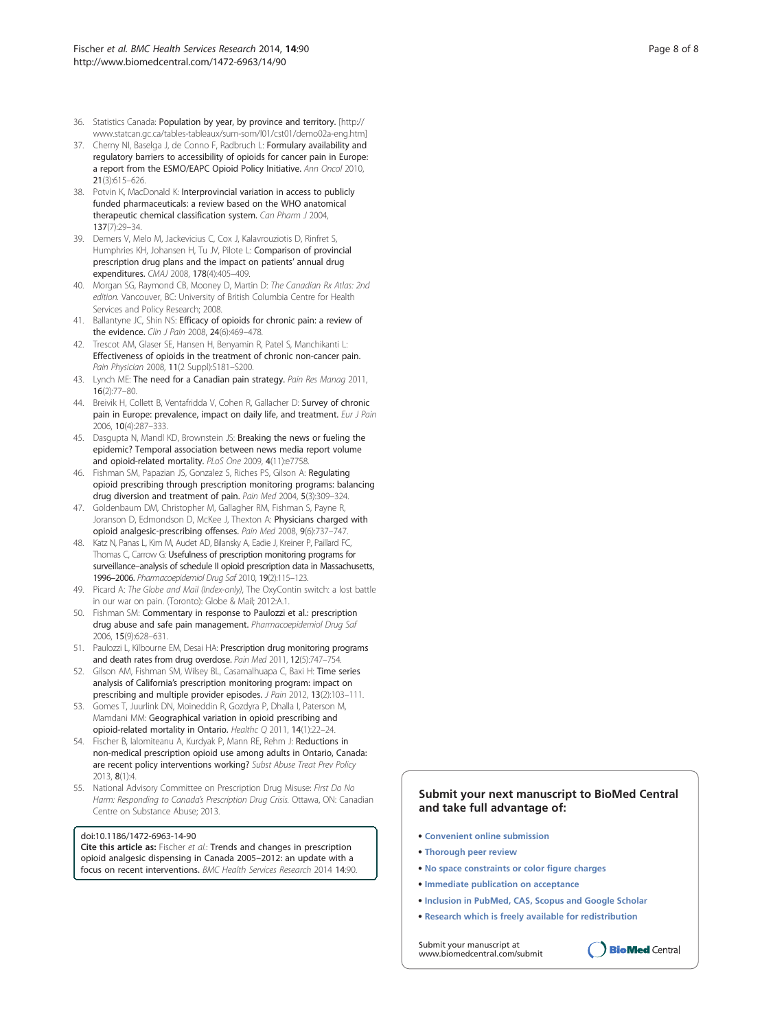36. Statistics Canada: Population by year, by province and territory. [http://www.statcan.gc.ca/tables-tableaux/sum-som/l01/cst01/demo02a-eng.htm]
37. Cherny NI, Baselga J, de Conno F, Radbruch L: Formulary availability and regulatory barriers to accessibility of opioids for cancer pain in Europe: a report from the ESMO/EAPC Opioid Policy Initiative. *Ann Oncol* 2010, **21**(3):615–626.
38. Potvin K, MacDonald K: Interprovincial variation in access to publicly funded pharmaceuticals: a review based on the WHO anatomical therapeutic chemical classification system. *Can Pharm J* 2004, **137**(7):29–34.
39. Demers V, Melo M, Jackevicius C, Cox J, Kalavrouziotis D, Rinfret S, Humphries KH, Johansen H, Tu JV, Pilote L: Comparison of provincial prescription drug plans and the impact on patients' annual drug expenditures. *CMAJ* 2008, **178**(4):405–409.
40. Morgan SG, Raymond CB, Mooney D, Martin D: *The Canadian Rx Atlas: 2nd edition.* Vancouver, BC: University of British Columbia Centre for Health Services and Policy Research; 2008.
41. Ballantyne JC, Shin NS: Efficacy of opioids for chronic pain: a review of the evidence. *Clin J Pain* 2008, **24**(6):469–478.
42. Trescot AM, Glaser SE, Hansen H, Benyamin R, Patel S, Manchikanti L: Effectiveness of opioids in the treatment of chronic non-cancer pain. *Pain Physician* 2008, **11**(2 Suppl):S181–S200.
43. Lynch ME: The need for a Canadian pain strategy. *Pain Res Manag* 2011, **16**(2):77–80.
44. Breivik H, Collett B, Ventafridda V, Cohen R, Gallacher D: Survey of chronic pain in Europe: prevalence, impact on daily life, and treatment. *Eur J Pain* 2006, **10**(4):287–333.
45. Dasgupta N, Mandl KD, Brownstein JS: Breaking the news or fueling the epidemic? Temporal association between news media report volume and opioid-related mortality. *PLoS One* 2009, **4**(11):e7758.
46. Fishman SM, Papazian JS, Gonzalez S, Riches PS, Gilson A: Regulating opioid prescribing through prescription monitoring programs: balancing drug diversion and treatment of pain. *Pain Med* 2004, **5**(3):309–324.
47. Goldenbaum DM, Christopher M, Gallagher RM, Fishman S, Payne R, Joranson D, Edmondson D, McKee J, Thexton A: Physicians charged with opioid analgesic-prescribing offenses. *Pain Med* 2008, **9**(6):737–747.
48. Katz N, Panas L, Kim M, Audet AD, Bilansky A, Eadie J, Kreiner P, Paillard FC, Thomas C, Carrow G: Usefulness of prescription monitoring programs for surveillance–analysis of schedule II opioid prescription data in Massachusetts, 1996–2006. *Pharmacoepidemiol Drug Saf* 2010, **19**(2):115–123.
49. Picard A: *The Globe and Mail (Index-only)*, The OxyContin switch: a lost battle in our war on pain. (Toronto): Globe & Mail; 2012:A.1.
50. Fishman SM: Commentary in response to Paulozzi et al.: prescription drug abuse and safe pain management. *Pharmacoepidemiol Drug Saf* 2006, **15**(9):628–631.
51. Paulozzi L, Kilbourne EM, Desai HA: Prescription drug monitoring programs and death rates from drug overdose. *Pain Med* 2011, **12**(5):747–754.
52. Gilson AM, Fishman SM, Wilsey BL, Casamalhuapa C, Baxi H: Time series analysis of California's prescription monitoring program: impact on prescribing and multiple provider episodes. *J Pain* 2012, **13**(2):103–111.
53. Gomes T, Juurlink DN, Moineddin R, Gozdyra P, Dhalla I, Paterson M, Mamdani MM: Geographical variation in opioid prescribing and opioid-related mortality in Ontario. *Healthc Q* 2011, **14**(1):22–24.
54. Fischer B, Ialomiteanu A, Kurdyak P, Mann RE, Rehm J: Reductions in non-medical prescription opioid use among adults in Ontario, Canada: are recent policy interventions working? *Subst Abuse Treat Prev Policy* 2013, **8**(1):4.
55. National Advisory Committee on Prescription Drug Misuse: *First Do No Harm: Responding to Canada's Prescription Drug Crisis.* Ottawa, ON: Canadian Centre on Substance Abuse; 2013.

doi:10.1186/1472-6963-14-90

**Cite this article as:** Fischer *et al.*: Trends and changes in prescription opioid analgesic dispensing in Canada 2005–2012: an update with a focus on recent interventions. *BMC Health Services Research* 2014 **14**:90.

**Submit your next manuscript to BioMed Central and take full advantage of:**

- Convenient online submission
- Thorough peer review
- No space constraints or color figure charges
- Immediate publication on acceptance
- Inclusion in PubMed, CAS, Scopus and Google Scholar
- Research which is freely available for redistribution

Submit your manuscript at www.biomedcentral.com/submit

BioMed Central